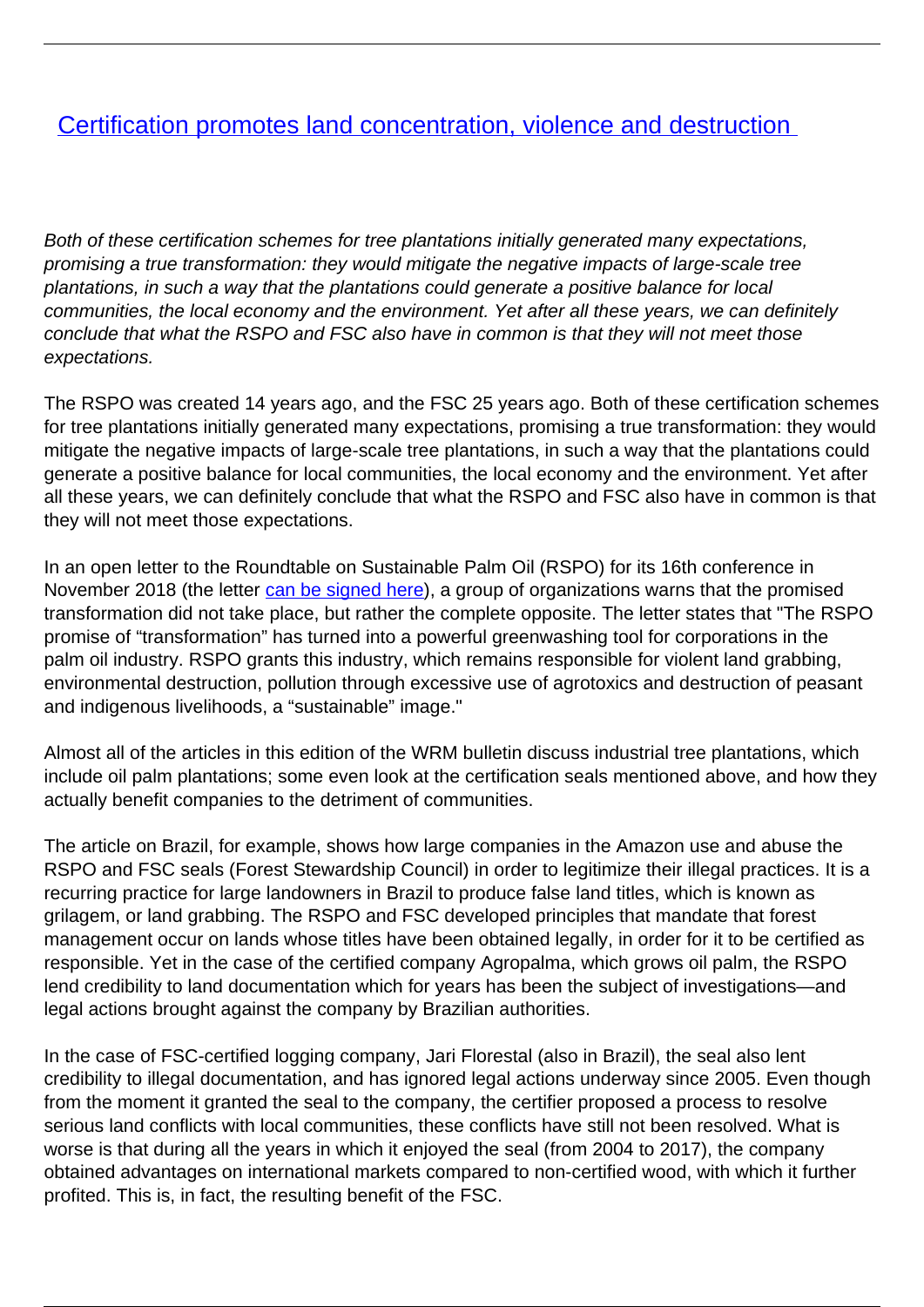# [Certification promotes land concentration, violence and destruction](#)

*Both of these certification schemes for tree plantations initially generated many expectations, promising a true transformation: they would mitigate the negative impacts of large-scale tree plantations, in such a way that the plantations could generate a positive balance for local communities, the local economy and the environment. Yet after all these years, we can definitely conclude that what the RSPO and FSC also have in common is that they will not meet those expectations.*

The RSPO was created 14 years ago, and the FSC 25 years ago. Both of these certification schemes for tree plantations initially generated many expectations, promising a true transformation: they would mitigate the negative impacts of large-scale tree plantations, in such a way that the plantations could generate a positive balance for local communities, the local economy and the environment. Yet after all these years, we can definitely conclude that what the RSPO and FSC also have in common is that they will not meet those expectations.

In an open letter to the Roundtable on Sustainable Palm Oil (RSPO) for its 16th conference in November 2018 (the letter [can be signed here](#)), a group of organizations warns that the promised transformation did not take place, but rather the complete opposite. The letter states that "The RSPO promise of "transformation" has turned into a powerful greenwashing tool for corporations in the palm oil industry. RSPO grants this industry, which remains responsible for violent land grabbing, environmental destruction, pollution through excessive use of agrotoxics and destruction of peasant and indigenous livelihoods, a "sustainable" image."

Almost all of the articles in this edition of the WRM bulletin discuss industrial tree plantations, which include oil palm plantations; some even look at the certification seals mentioned above, and how they actually benefit companies to the detriment of communities.

The article on Brazil, for example, shows how large companies in the Amazon use and abuse the RSPO and FSC seals (Forest Stewardship Council) in order to legitimize their illegal practices. It is a recurring practice for large landowners in Brazil to produce false land titles, which is known as grilagem, or land grabbing. The RSPO and FSC developed principles that mandate that forest management occur on lands whose titles have been obtained legally, in order for it to be certified as responsible. Yet in the case of the certified company Agropalma, which grows oil palm, the RSPO lend credibility to land documentation which for years has been the subject of investigations—and legal actions brought against the company by Brazilian authorities.

In the case of FSC-certified logging company, Jari Florestal (also in Brazil), the seal also lent credibility to illegal documentation, and has ignored legal actions underway since 2005. Even though from the moment it granted the seal to the company, the certifier proposed a process to resolve serious land conflicts with local communities, these conflicts have still not been resolved. What is worse is that during all the years in which it enjoyed the seal (from 2004 to 2017), the company obtained advantages on international markets compared to non-certified wood, with which it further profited. This is, in fact, the resulting benefit of the FSC.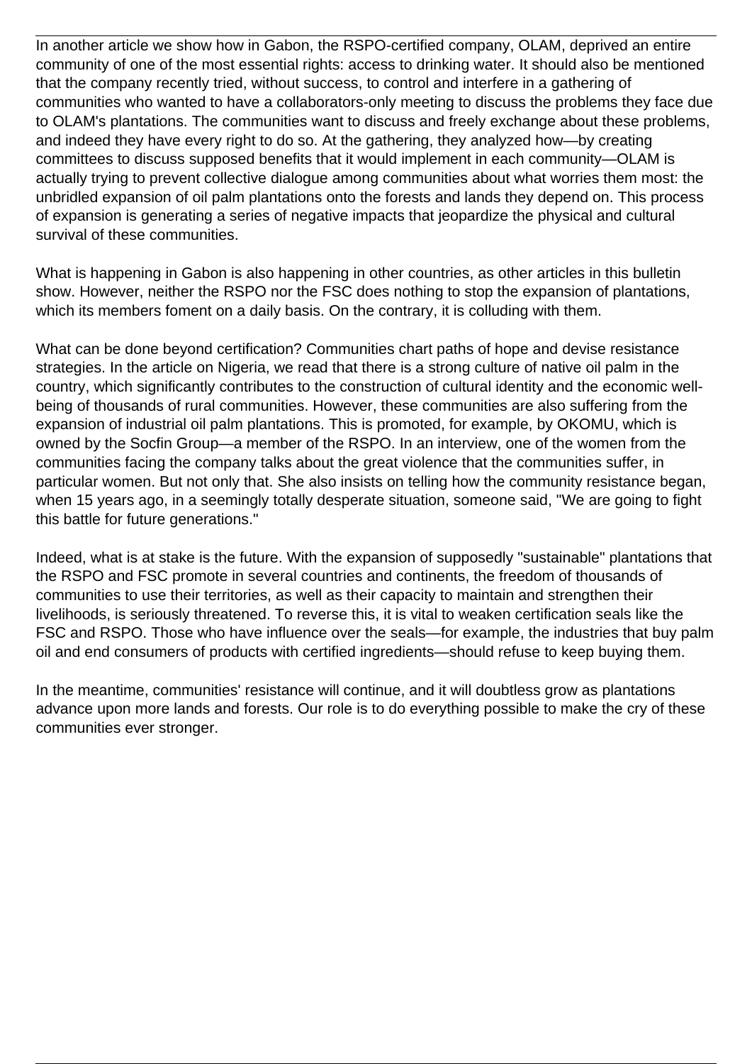In another article we show how in Gabon, the RSPO-certified company, OLAM, deprived an entire community of one of the most essential rights: access to drinking water. It should also be mentioned that the company recently tried, without success, to control and interfere in a gathering of communities who wanted to have a collaborators-only meeting to discuss the problems they face due to OLAM's plantations. The communities want to discuss and freely exchange about these problems, and indeed they have every right to do so. At the gathering, they analyzed how—by creating committees to discuss supposed benefits that it would implement in each community—OLAM is actually trying to prevent collective dialogue among communities about what worries them most: the unbridled expansion of oil palm plantations onto the forests and lands they depend on. This process of expansion is generating a series of negative impacts that jeopardize the physical and cultural survival of these communities.

What is happening in Gabon is also happening in other countries, as other articles in this bulletin show. However, neither the RSPO nor the FSC does nothing to stop the expansion of plantations, which its members foment on a daily basis. On the contrary, it is colluding with them.

What can be done beyond certification? Communities chart paths of hope and devise resistance strategies. In the article on Nigeria, we read that there is a strong culture of native oil palm in the country, which significantly contributes to the construction of cultural identity and the economic well-being of thousands of rural communities. However, these communities are also suffering from the expansion of industrial oil palm plantations. This is promoted, for example, by OKOMU, which is owned by the Socfin Group—a member of the RSPO. In an interview, one of the women from the communities facing the company talks about the great violence that the communities suffer, in particular women. But not only that. She also insists on telling how the community resistance began, when 15 years ago, in a seemingly totally desperate situation, someone said, "We are going to fight this battle for future generations."

Indeed, what is at stake is the future. With the expansion of supposedly "sustainable" plantations that the RSPO and FSC promote in several countries and continents, the freedom of thousands of communities to use their territories, as well as their capacity to maintain and strengthen their livelihoods, is seriously threatened. To reverse this, it is vital to weaken certification seals like the FSC and RSPO. Those who have influence over the seals—for example, the industries that buy palm oil and end consumers of products with certified ingredients—should refuse to keep buying them.

In the meantime, communities' resistance will continue, and it will doubtless grow as plantations advance upon more lands and forests. Our role is to do everything possible to make the cry of these communities ever stronger.